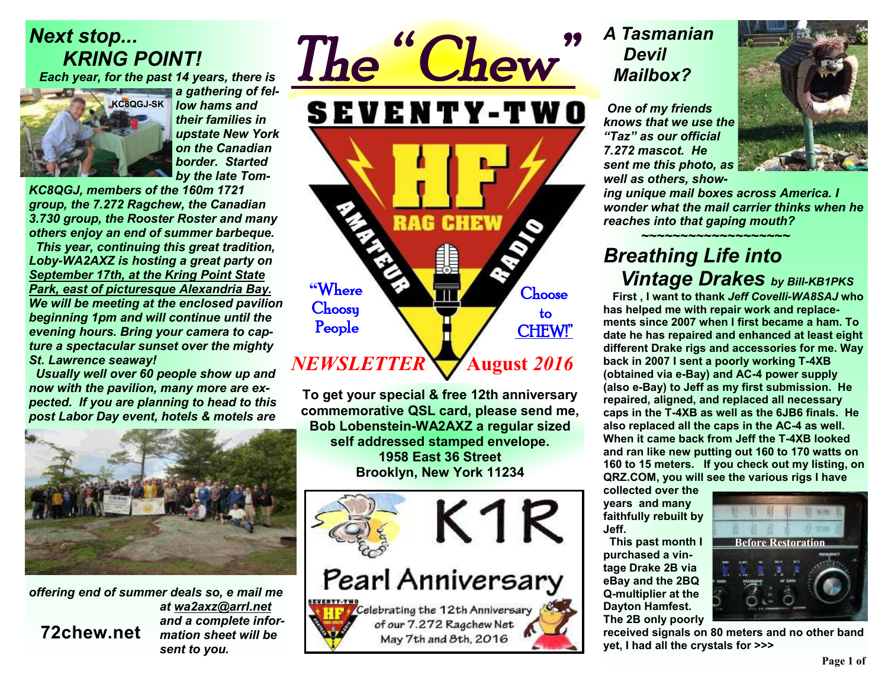# The "Chew"

## SEVENTY-TWO HF RAG CHEW AMATEUR RADIO

"Where Choosy People Choose to CHEW!"

**NEWSLETTER August 2016**

## *Next stop... KRING POINT!*

***Each year, for the past 14 years, there is a gathering of fellow hams and their families in upstate New York on the Canadian border. Started by the late Tom-KC8QGJ, members of the 160m 1721 group, the 7.272 Ragchew, the Canadian 3.730 group, the Rooster Roster and many others enjoy an end of summer barbeque.***

***This year, continuing this great tradition, Loby-WA2AXZ is hosting a great party on September 17th, at the Kring Point State Park, east of picturesque Alexandria Bay. We will be meeting at the enclosed pavilion beginning 1pm and will continue until the evening hours. Bring your camera to capture a spectacular sunset over the mighty St. Lawrence seaway!***

***Usually well over 60 people show up and now with the pavilion, many more are expected. If you are planning to head to this post Labor Day event, hotels & motels are offering end of summer deals so, e mail me at wa2axz@arrl.net and a complete information sheet will be sent to you.***

KC8QGJ-SK

**72chew.net**

**To get your special & free 12th anniversary commemorative QSL card, please send me, Bob Lobenstein-WA2AXZ a regular sized self addressed stamped envelope.**
**1958 East 36 Street**
**Brooklyn, New York 11234**

K1R
Pearl Anniversary
Celebrating the 12th Anniversary of our 7.272 Ragchew Net
May 7th and 8th, 2016

## *A Tasmanian Devil Mailbox?*

***One of my friends knows that we use the "Taz" as our official 7.272 mascot. He sent me this photo, as well as others, showing unique mail boxes across America. I wonder what the mail carrier thinks when he reaches into that gaping mouth?***

~~~~~~~~~~~~~~~~~~~

## *Breathing Life into Vintage Drakes* by Bill-KB1PKS

**First , I want to thank *Jeff Covelli-WA8SAJ* who has helped me with repair work and replacements since 2007 when I first became a ham. To date he has repaired and enhanced at least eight different Drake rigs and accessories for me. Way back in 2007 I sent a poorly working T-4XB (obtained via e-Bay) and AC-4 power supply (also e-Bay) to Jeff as my first submission. He repaired, aligned, and replaced all necessary caps in the T-4XB as well as the 6JB6 finals. He also replaced all the caps in the AC-4 as well. When it came back from Jeff the T-4XB looked and ran like new putting out 160 to 170 watts on 160 to 15 meters. If you check out my listing, on QRZ.COM, you will see the various rigs I have collected over the years and many faithfully rebuilt by Jeff.**

**This past month I purchased a vintage Drake 2B via eBay and the 2BQ Q-multiplier at the Dayton Hamfest. The 2B only poorly received signals on 80 meters and no other band yet, I had all the crystals for >>>**

Before Restoration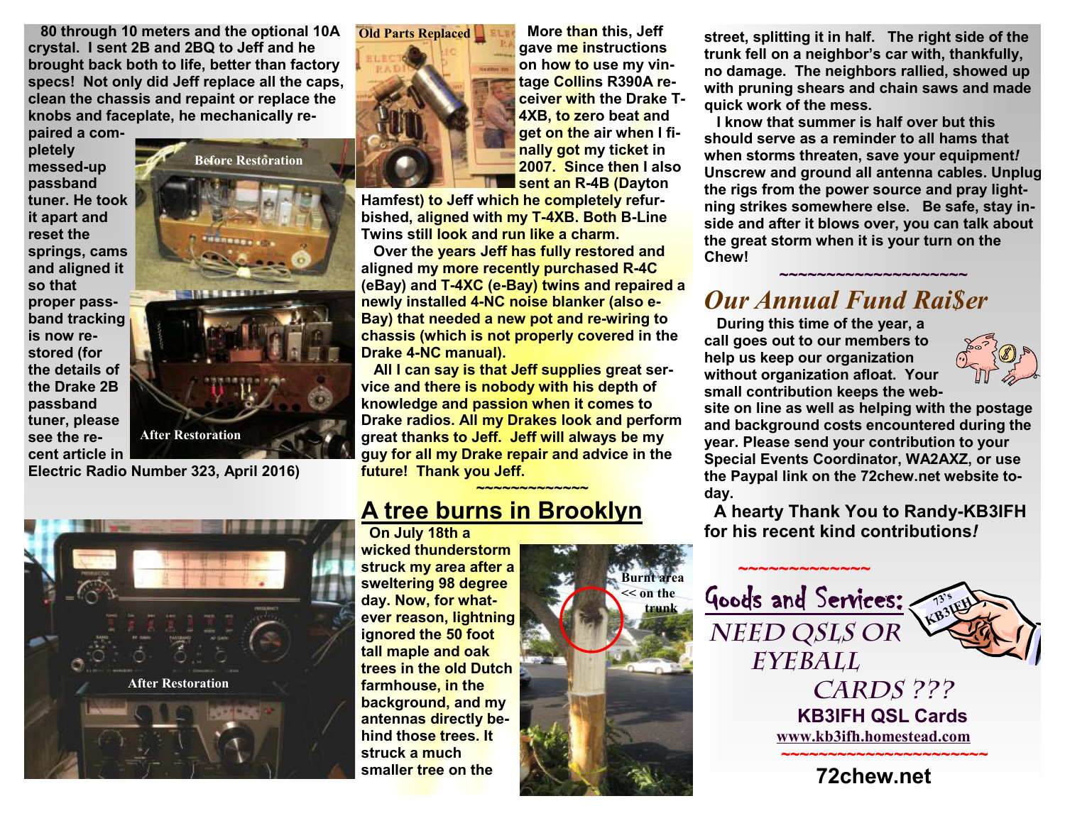80 through 10 meters and the optional 10A crystal. I sent 2B and 2BQ to Jeff and he brought back both to life, better than factory specs! Not only did Jeff replace all the caps, clean the chassis and repaint or replace the knobs and faceplate, he mechanically repaired a completely messed-up passband tuner. He took it apart and reset the springs, cams and aligned it so that proper passband tracking is now restored (for the details of the Drake 2B passband tuner, please see the recent article in Electric Radio Number 323, April 2016)

Before Restoration

After Restoration

After Restoration

Old Parts Replaced

More than this, Jeff gave me instructions on how to use my vintage Collins R390A receiver with the Drake T-4XB, to zero beat and get on the air when I finally got my ticket in 2007. Since then I also sent an R-4B (Dayton Hamfest) to Jeff which he completely refurbished, aligned with my T-4XB. Both B-Line Twins still look and run like a charm.

Over the years Jeff has fully restored and aligned my more recently purchased R-4C (eBay) and T-4XC (e-Bay) twins and repaired a newly installed 4-NC noise blanker (also e-Bay) that needed a new pot and re-wiring to chassis (which is not properly covered in the Drake 4-NC manual).

All I can say is that Jeff supplies great service and there is nobody with his depth of knowledge and passion when it comes to Drake radios. All my Drakes look and perform great thanks to Jeff. Jeff will always be my guy for all my Drake repair and advice in the future! Thank you Jeff.

~~~~~~~~~~~~~

## A tree burns in Brooklyn

On July 18th a wicked thunderstorm struck my area after a sweltering 98 degree day. Now, for whatever reason, lightning ignored the 50 foot tall maple and oak trees in the old Dutch farmhouse, in the background, and my antennas directly behind those trees. It struck a much smaller tree on the street, splitting it in half. The right side of the trunk fell on a neighbor's car with, thankfully, no damage. The neighbors rallied, showed up with pruning shears and chain saws and made quick work of the mess.

Burnt area << on the trunk

I know that summer is half over but this should serve as a reminder to all hams that when storms threaten, save your equipment! Unscrew and ground all antenna cables. Unplug the rigs from the power source and pray lightning strikes somewhere else. Be safe, stay inside and after it blows over, you can talk about the great storm when it is your turn on the Chew!

~~~~~~~~~~~~~~~~~~~~

## *Our Annual Fund Rai$er*

During this time of the year, a call goes out to our members to help us keep our organization without organization afloat. Your small contribution keeps the website on line as well as helping with the postage and background costs encountered during the year. Please send your contribution to your Special Events Coordinator, WA2AXZ, or use the Paypal link on the 72chew.net website today.

**A hearty Thank You to Randy-KB3IFH for his recent kind contributions!**

~~~~~~~~~~~~~

**Goods and Services:**

NEED QSLS OR EYEBALL CARDS ???

**KB3IFH QSL Cards**

www.kb3ifh.homestead.com

~~~~~~~~~~~~~~~~~~~~~~

**72chew.net**